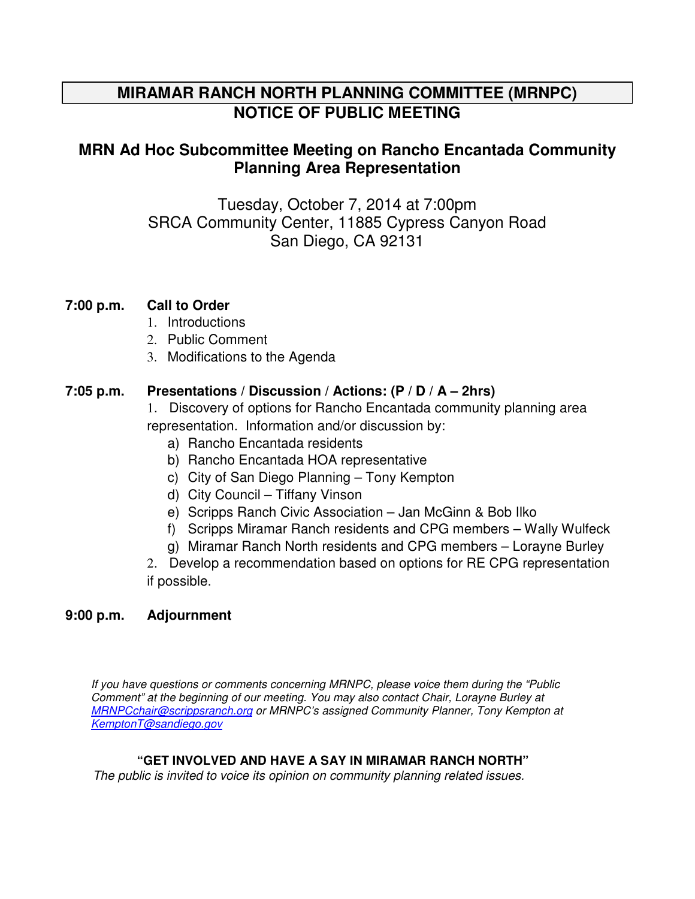# MIRAMAR RANCH NORTH PLANNING COMMITTEE (MRNPC)
# NOTICE OF PUBLIC MEETING

## MRN Ad Hoc Subcommittee Meeting on Rancho Encantada Community Planning Area Representation

Tuesday, October 7, 2014 at 7:00pm
SRCA Community Center, 11885 Cypress Canyon Road
San Diego, CA 92131

**7:00 p.m. Call to Order**

1. Introductions
2. Public Comment
3. Modifications to the Agenda

**7:05 p.m. Presentations / Discussion / Actions: (P / D / A – 2hrs)**

1. Discovery of options for Rancho Encantada community planning area representation. Information and/or discussion by:
   a) Rancho Encantada residents
   b) Rancho Encantada HOA representative
   c) City of San Diego Planning – Tony Kempton
   d) City Council – Tiffany Vinson
   e) Scripps Ranch Civic Association – Jan McGinn & Bob Ilko
   f) Scripps Miramar Ranch residents and CPG members – Wally Wulfeck
   g) Miramar Ranch North residents and CPG members – Lorayne Burley
2. Develop a recommendation based on options for RE CPG representation if possible.

**9:00 p.m. Adjournment**

*If you have questions or comments concerning MRNPC, please voice them during the "Public Comment" at the beginning of our meeting. You may also contact Chair, Lorayne Burley at MRNPCchair@scrippsranch.org or MRNPC's assigned Community Planner, Tony Kempton at KemptonT@sandiego.gov*

**"GET INVOLVED AND HAVE A SAY IN MIRAMAR RANCH NORTH"**

*The public is invited to voice its opinion on community planning related issues.*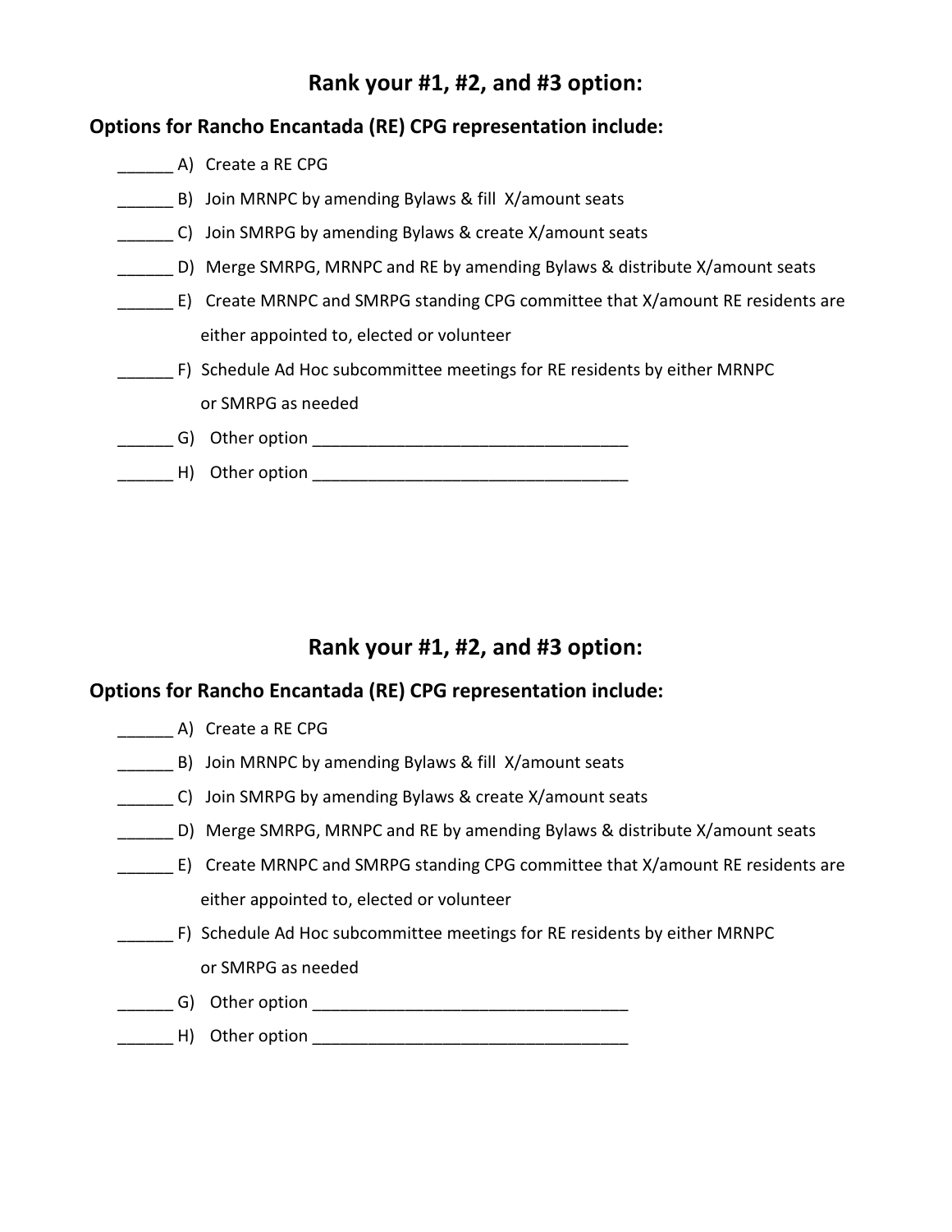## Rank your #1, #2, and #3 option:

**Options for Rancho Encantada (RE) CPG representation include:**

______ A) Create a RE CPG

______ B) Join MRNPC by amending Bylaws & fill X/amount seats

______ C) Join SMRPG by amending Bylaws & create X/amount seats

______ D) Merge SMRPG, MRNPC and RE by amending Bylaws & distribute X/amount seats

______ E) Create MRNPC and SMRPG standing CPG committee that X/amount RE residents are either appointed to, elected or volunteer

______ F) Schedule Ad Hoc subcommittee meetings for RE residents by either MRNPC or SMRPG as needed

______ G) Other option __________________________________

______ H) Other option __________________________________

## Rank your #1, #2, and #3 option:

**Options for Rancho Encantada (RE) CPG representation include:**

______ A) Create a RE CPG

______ B) Join MRNPC by amending Bylaws & fill X/amount seats

______ C) Join SMRPG by amending Bylaws & create X/amount seats

______ D) Merge SMRPG, MRNPC and RE by amending Bylaws & distribute X/amount seats

______ E) Create MRNPC and SMRPG standing CPG committee that X/amount RE residents are either appointed to, elected or volunteer

______ F) Schedule Ad Hoc subcommittee meetings for RE residents by either MRNPC or SMRPG as needed

______ G) Other option __________________________________

______ H) Other option __________________________________